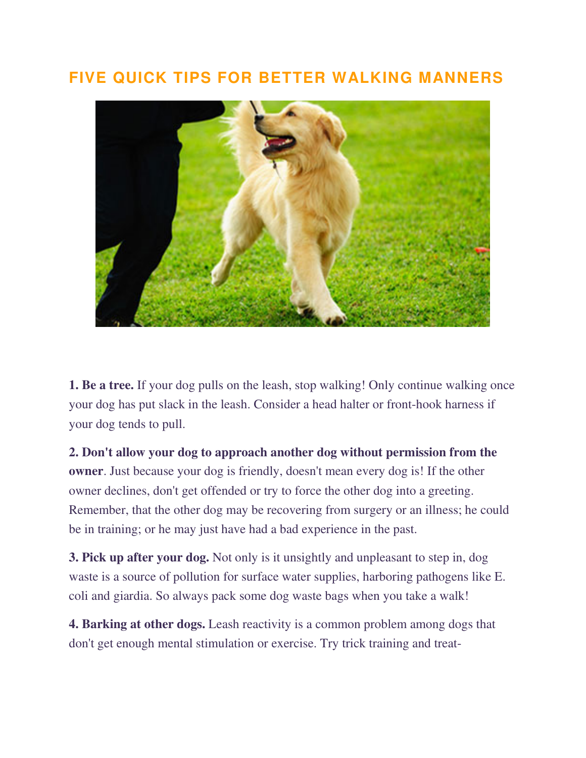# FIVE QUICK TIPS FOR BETTER WALKING MANNERS

**1. Be a tree.** If your dog pulls on the leash, stop walking! Only continue walking once your dog has put slack in the leash. Consider a head halter or front-hook harness if your dog tends to pull.

**2. Don't allow your dog to approach another dog without permission from the owner**. Just because your dog is friendly, doesn't mean every dog is! If the other owner declines, don't get offended or try to force the other dog into a greeting. Remember, that the other dog may be recovering from surgery or an illness; he could be in training; or he may just have had a bad experience in the past.

**3. Pick up after your dog.** Not only is it unsightly and unpleasant to step in, dog waste is a source of pollution for surface water supplies, harboring pathogens like E. coli and giardia. So always pack some dog waste bags when you take a walk!

**4. Barking at other dogs.** Leash reactivity is a common problem among dogs that don't get enough mental stimulation or exercise. Try trick training and treat-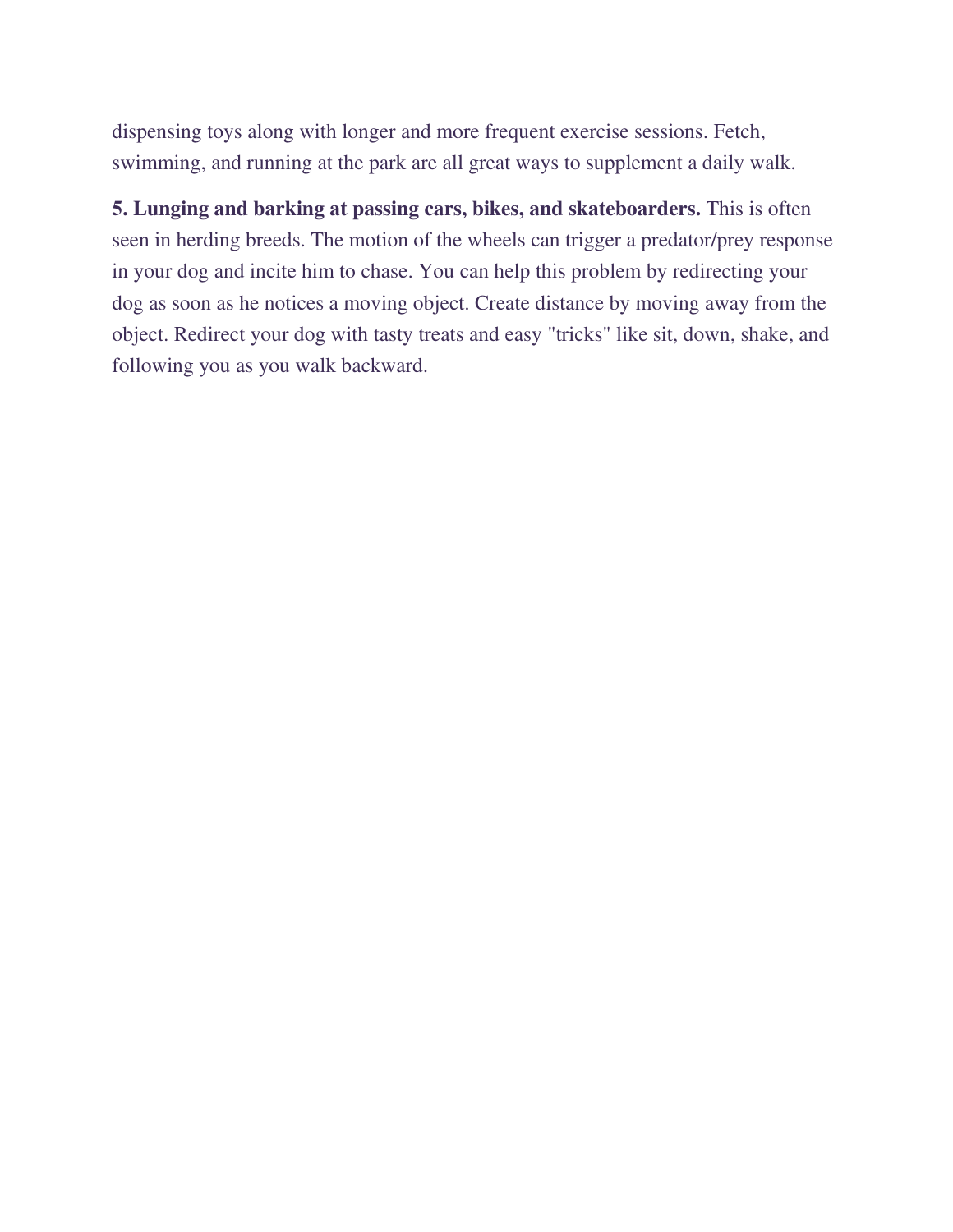dispensing toys along with longer and more frequent exercise sessions. Fetch, swimming, and running at the park are all great ways to supplement a daily walk.

**5. Lunging and barking at passing cars, bikes, and skateboarders.** This is often seen in herding breeds. The motion of the wheels can trigger a predator/prey response in your dog and incite him to chase. You can help this problem by redirecting your dog as soon as he notices a moving object. Create distance by moving away from the object. Redirect your dog with tasty treats and easy "tricks" like sit, down, shake, and following you as you walk backward.